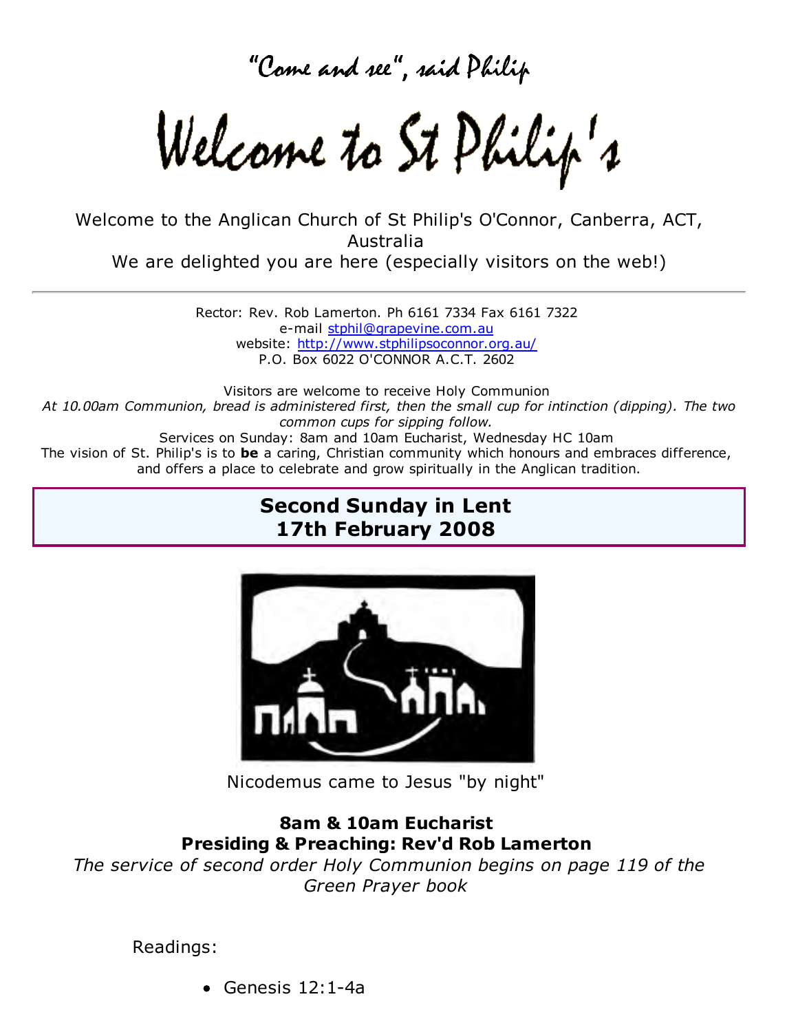"Come and see", said Philip

# Welcome to St Philip's

Welcome to the Anglican Church of St Philip's O'Connor, Canberra, ACT, Australia
We are delighted you are here (especially visitors on the web!)

---

Rector: Rev. Rob Lamerton. Ph 6161 7334 Fax 6161 7322
e-mail stphil@grapevine.com.au
website: http://www.stphilipsoconnor.org.au/
P.O. Box 6022 O'CONNOR A.C.T. 2602

Visitors are welcome to receive Holy Communion
*At 10.00am Communion, bread is administered first, then the small cup for intinction (dipping). The two common cups for sipping follow.*
Services on Sunday: 8am and 10am Eucharist, Wednesday HC 10am
The vision of St. Philip's is to **be** a caring, Christian community which honours and embraces difference, and offers a place to celebrate and grow spiritually in the Anglican tradition.

## Second Sunday in Lent
## 17th February 2008

Nicodemus came to Jesus "by night"

**8am & 10am Eucharist**
**Presiding & Preaching: Rev'd Rob Lamerton**
*The service of second order Holy Communion begins on page 119 of the Green Prayer book*

Readings:

- Genesis 12:1-4a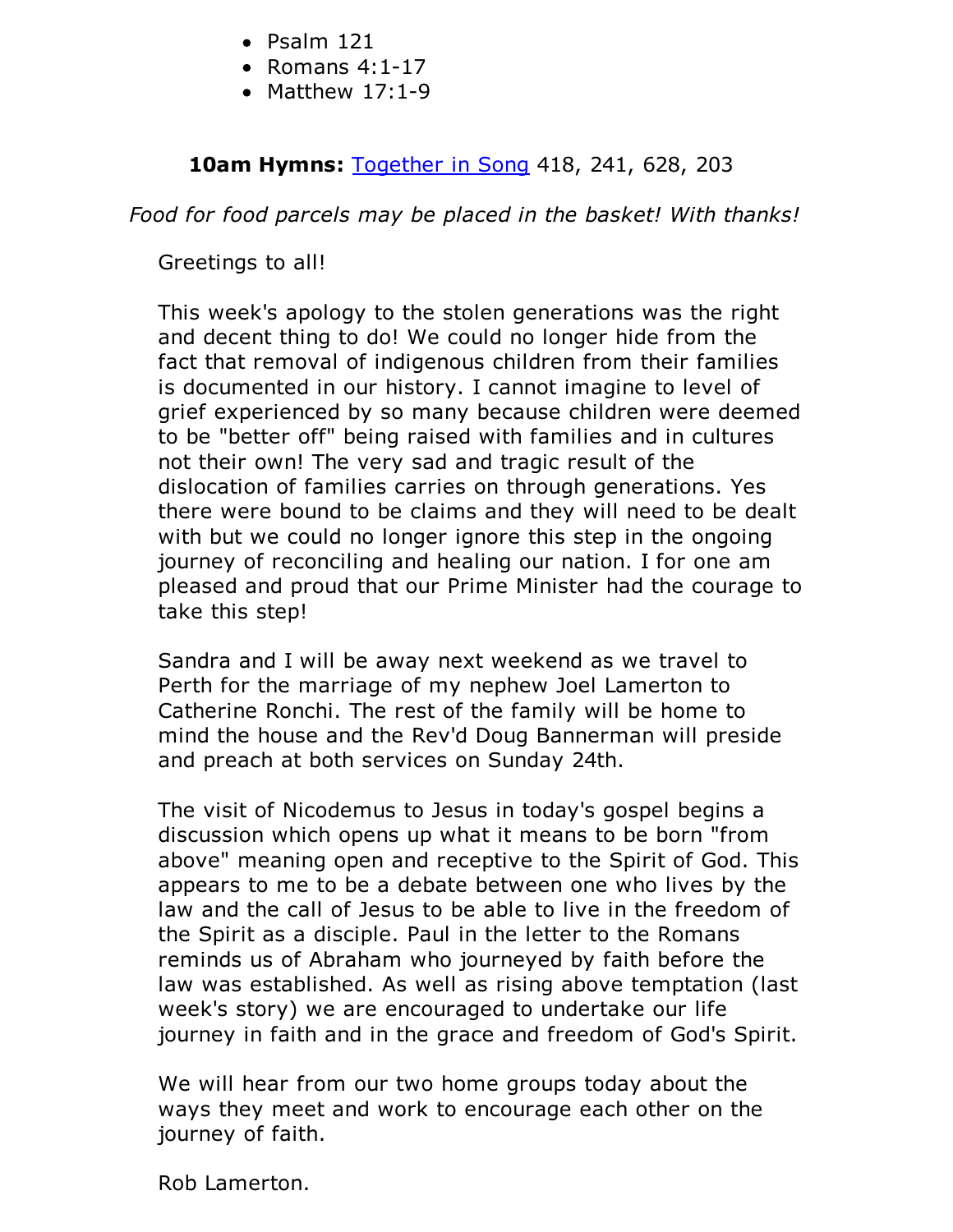- Psalm 121
- Romans 4:1-17
- Matthew 17:1-9

**10am Hymns:** Together in Song 418, 241, 628, 203

*Food for food parcels may be placed in the basket! With thanks!*

Greetings to all!

This week's apology to the stolen generations was the right and decent thing to do! We could no longer hide from the fact that removal of indigenous children from their families is documented in our history. I cannot imagine to level of grief experienced by so many because children were deemed to be "better off" being raised with families and in cultures not their own! The very sad and tragic result of the dislocation of families carries on through generations. Yes there were bound to be claims and they will need to be dealt with but we could no longer ignore this step in the ongoing journey of reconciling and healing our nation. I for one am pleased and proud that our Prime Minister had the courage to take this step!

Sandra and I will be away next weekend as we travel to Perth for the marriage of my nephew Joel Lamerton to Catherine Ronchi. The rest of the family will be home to mind the house and the Rev'd Doug Bannerman will preside and preach at both services on Sunday 24th.

The visit of Nicodemus to Jesus in today's gospel begins a discussion which opens up what it means to be born "from above" meaning open and receptive to the Spirit of God. This appears to me to be a debate between one who lives by the law and the call of Jesus to be able to live in the freedom of the Spirit as a disciple. Paul in the letter to the Romans reminds us of Abraham who journeyed by faith before the law was established. As well as rising above temptation (last week's story) we are encouraged to undertake our life journey in faith and in the grace and freedom of God's Spirit.

We will hear from our two home groups today about the ways they meet and work to encourage each other on the journey of faith.

Rob Lamerton.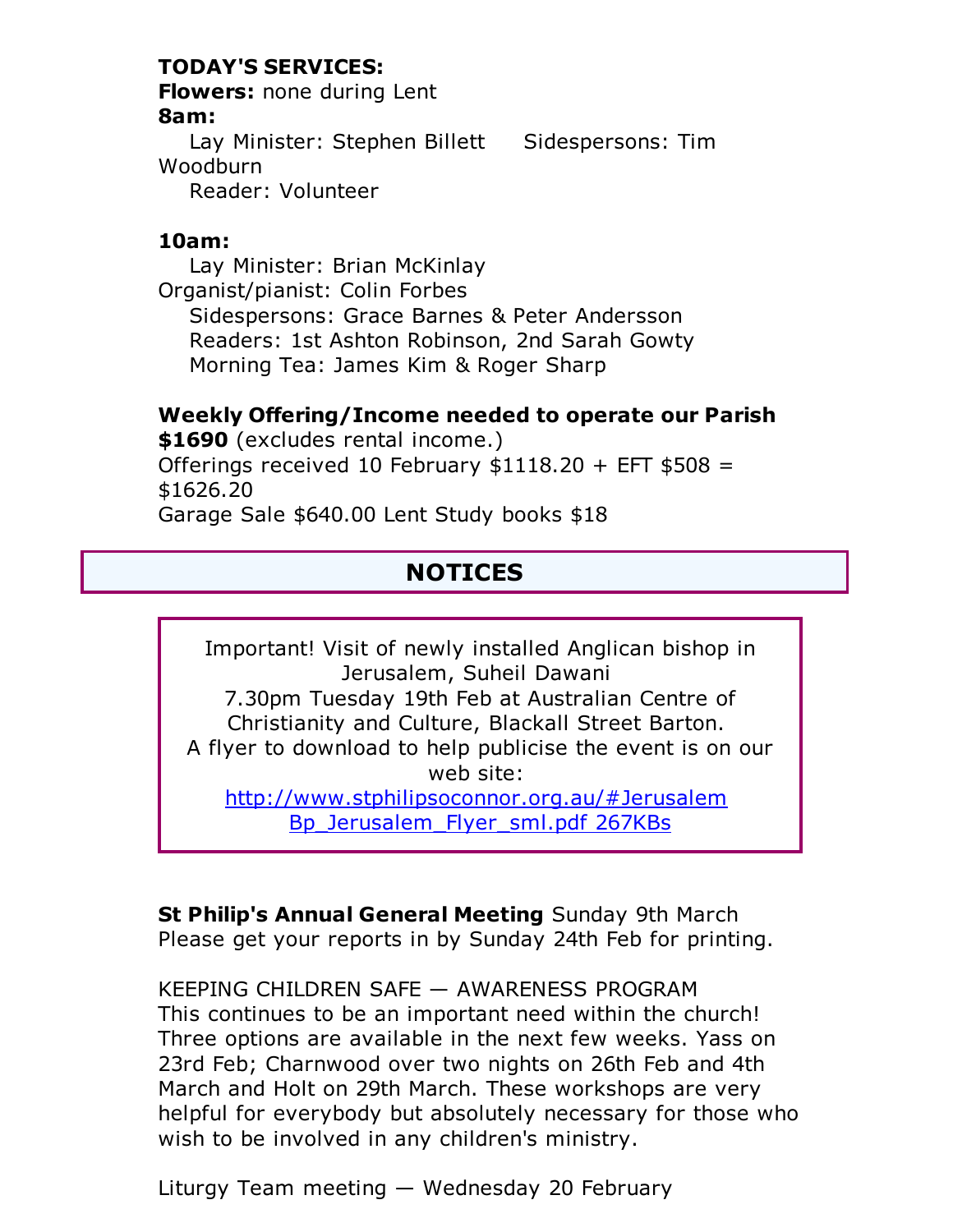**TODAY'S SERVICES:**
**Flowers:** none during Lent
**8am:**
Lay Minister: Stephen Billett     Sidespersons: Tim Woodburn
Reader: Volunteer

**10am:**
Lay Minister: Brian McKinlay
Organist/pianist: Colin Forbes
Sidespersons: Grace Barnes & Peter Andersson
Readers: 1st Ashton Robinson, 2nd Sarah Gowty
Morning Tea: James Kim & Roger Sharp

**Weekly Offering/Income needed to operate our Parish**
**$1690** (excludes rental income.)
Offerings received 10 February $1118.20 + EFT $508 = $1626.20
Garage Sale $640.00 Lent Study books $18

## NOTICES

Important! Visit of newly installed Anglican bishop in Jerusalem, Suheil Dawani
7.30pm Tuesday 19th Feb at Australian Centre of Christianity and Culture, Blackall Street Barton.
A flyer to download to help publicise the event is on our web site:
[http://www.stphilipsoconnor.org.au/#Jerusalem Bp_Jerusalem_Flyer_sml.pdf 267KBs](http://www.stphilipsoconnor.org.au/#Jerusalem)

**St Philip's Annual General Meeting** Sunday 9th March
Please get your reports in by Sunday 24th Feb for printing.

KEEPING CHILDREN SAFE — AWARENESS PROGRAM
This continues to be an important need within the church! Three options are available in the next few weeks. Yass on 23rd Feb; Charnwood over two nights on 26th Feb and 4th March and Holt on 29th March. These workshops are very helpful for everybody but absolutely necessary for those who wish to be involved in any children's ministry.

Liturgy Team meeting — Wednesday 20 February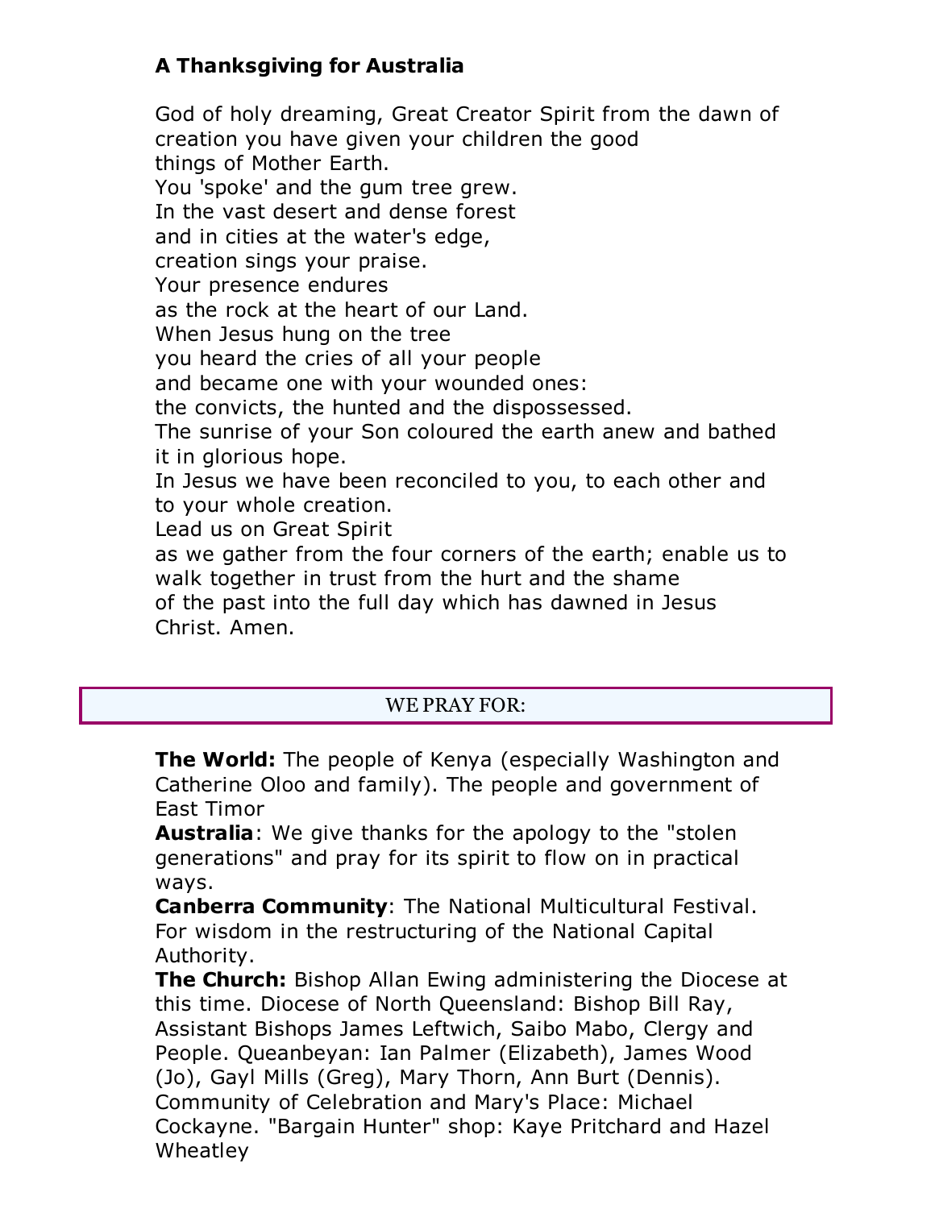**A Thanksgiving for Australia**

God of holy dreaming, Great Creator Spirit from the dawn of creation you have given your children the good things of Mother Earth.
You 'spoke' and the gum tree grew.
In the vast desert and dense forest
and in cities at the water's edge,
creation sings your praise.
Your presence endures
as the rock at the heart of our Land.
When Jesus hung on the tree
you heard the cries of all your people
and became one with your wounded ones:
the convicts, the hunted and the dispossessed.
The sunrise of your Son coloured the earth anew and bathed it in glorious hope.
In Jesus we have been reconciled to you, to each other and to your whole creation.
Lead us on Great Spirit
as we gather from the four corners of the earth; enable us to walk together in trust from the hurt and the shame
of the past into the full day which has dawned in Jesus Christ. Amen.

## WE PRAY FOR:

**The World:** The people of Kenya (especially Washington and Catherine Oloo and family). The people and government of East Timor

**Australia**: We give thanks for the apology to the "stolen generations" and pray for its spirit to flow on in practical ways.

**Canberra Community**: The National Multicultural Festival. For wisdom in the restructuring of the National Capital Authority.

**The Church:** Bishop Allan Ewing administering the Diocese at this time. Diocese of North Queensland: Bishop Bill Ray, Assistant Bishops James Leftwich, Saibo Mabo, Clergy and People. Queanbeyan: Ian Palmer (Elizabeth), James Wood (Jo), Gayl Mills (Greg), Mary Thorn, Ann Burt (Dennis). Community of Celebration and Mary's Place: Michael Cockayne. "Bargain Hunter" shop: Kaye Pritchard and Hazel Wheatley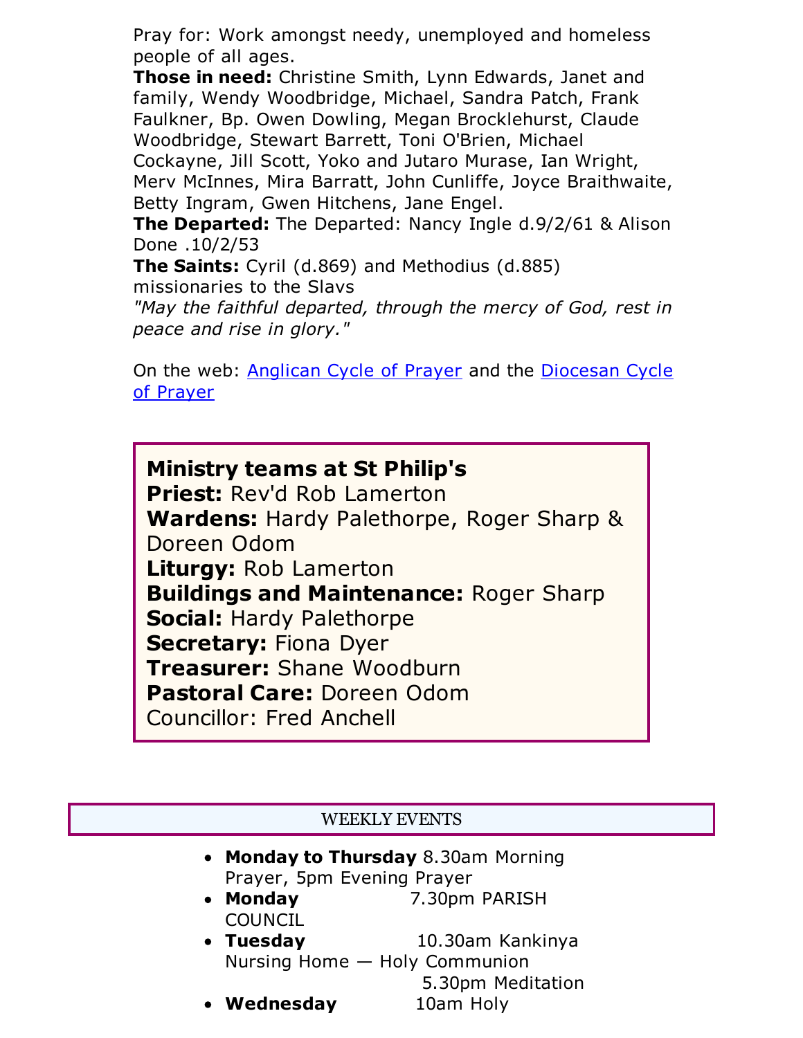Pray for: Work amongst needy, unemployed and homeless people of all ages.

**Those in need:** Christine Smith, Lynn Edwards, Janet and family, Wendy Woodbridge, Michael, Sandra Patch, Frank Faulkner, Bp. Owen Dowling, Megan Brocklehurst, Claude Woodbridge, Stewart Barrett, Toni O'Brien, Michael Cockayne, Jill Scott, Yoko and Jutaro Murase, Ian Wright, Merv McInnes, Mira Barratt, John Cunliffe, Joyce Braithwaite, Betty Ingram, Gwen Hitchens, Jane Engel.

**The Departed:** The Departed: Nancy Ingle d.9/2/61 & Alison Done .10/2/53

**The Saints:** Cyril (d.869) and Methodius (d.885) missionaries to the Slavs

*"May the faithful departed, through the mercy of God, rest in peace and rise in glory."*

On the web: Anglican Cycle of Prayer and the Diocesan Cycle of Prayer

**Ministry teams at St Philip's**
**Priest:** Rev'd Rob Lamerton
**Wardens:** Hardy Palethorpe, Roger Sharp & Doreen Odom
**Liturgy:** Rob Lamerton
**Buildings and Maintenance:** Roger Sharp
**Social:** Hardy Palethorpe
**Secretary:** Fiona Dyer
**Treasurer:** Shane Woodburn
**Pastoral Care:** Doreen Odom
Councillor: Fred Anchell

## WEEKLY EVENTS

- **Monday to Thursday** 8.30am Morning Prayer, 5pm Evening Prayer
- **Monday** 7.30pm PARISH COUNCIL
- **Tuesday** 10.30am Kankinya Nursing Home — Holy Communion
  5.30pm Meditation
- **Wednesday** 10am Holy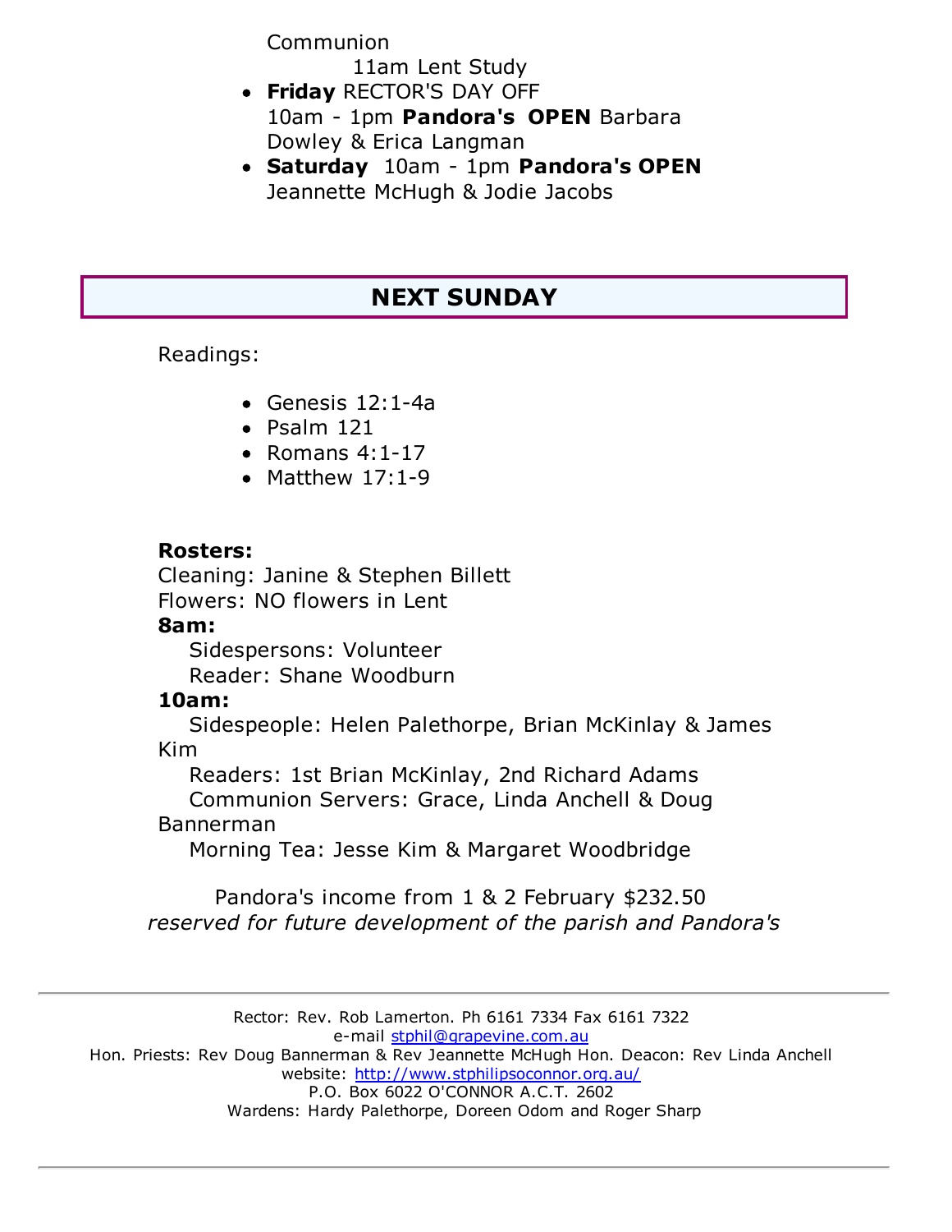Communion

11am Lent Study

- **Friday** RECTOR'S DAY OFF
  10am - 1pm **Pandora's OPEN** Barbara Dowley & Erica Langman
- **Saturday** 10am - 1pm **Pandora's OPEN** Jeannette McHugh & Jodie Jacobs

## NEXT SUNDAY

Readings:

- Genesis 12:1-4a
- Psalm 121
- Romans 4:1-17
- Matthew 17:1-9

**Rosters:**
Cleaning: Janine & Stephen Billett
Flowers: NO flowers in Lent
**8am:**
Sidespersons: Volunteer
Reader: Shane Woodburn
**10am:**
Sidespeople: Helen Palethorpe, Brian McKinlay & James Kim
Readers: 1st Brian McKinlay, 2nd Richard Adams
Communion Servers: Grace, Linda Anchell & Doug Bannerman
Morning Tea: Jesse Kim & Margaret Woodbridge

Pandora's income from 1 & 2 February $232.50
*reserved for future development of the parish and Pandora's*

---

Rector: Rev. Rob Lamerton. Ph 6161 7334 Fax 6161 7322
e-mail stphil@grapevine.com.au
Hon. Priests: Rev Doug Bannerman & Rev Jeannette McHugh Hon. Deacon: Rev Linda Anchell
website: http://www.stphilipsoconnor.org.au/
P.O. Box 6022 O'CONNOR A.C.T. 2602
Wardens: Hardy Palethorpe, Doreen Odom and Roger Sharp

---